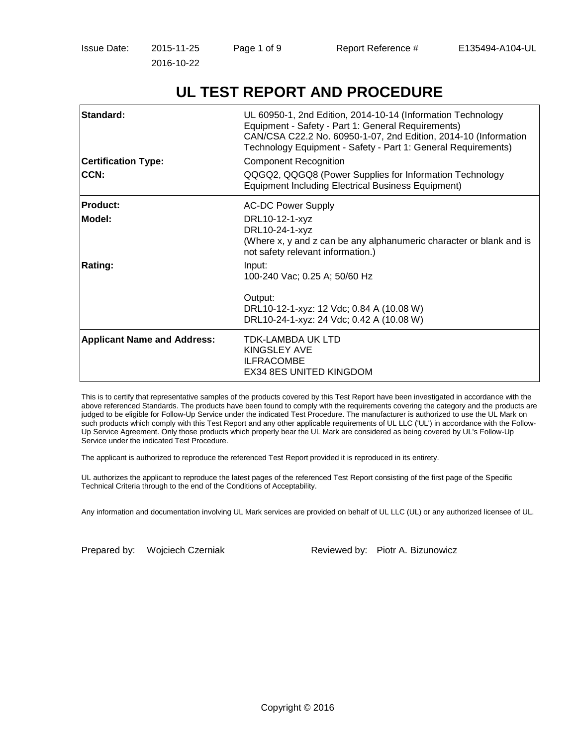Issue Date: 2015-11-25
2016-10-22

Report Reference # E135494-A104-UL

# UL TEST REPORT AND PROCEDURE

| | |
|---|---|
| **Standard:** | UL 60950-1, 2nd Edition, 2014-10-14 (Information Technology Equipment - Safety - Part 1: General Requirements)<br>CAN/CSA C22.2 No. 60950-1-07, 2nd Edition, 2014-10 (Information Technology Equipment - Safety - Part 1: General Requirements) |
| **Certification Type:** | Component Recognition |
| **CCN:** | QQGQ2, QQGQ8 (Power Supplies for Information Technology Equipment Including Electrical Business Equipment) |
| **Product:** | AC-DC Power Supply |
| **Model:** | DRL10-12-1-xyz<br>DRL10-24-1-xyz<br>(Where x, y and z can be any alphanumeric character or blank and is not safety relevant information.) |
| **Rating:** | Input:<br>100-240 Vac; 0.25 A; 50/60 Hz<br><br>Output:<br>DRL10-12-1-xyz: 12 Vdc; 0.84 A (10.08 W)<br>DRL10-24-1-xyz: 24 Vdc; 0.42 A (10.08 W) |
| **Applicant Name and Address:** | TDK-LAMBDA UK LTD<br>KINGSLEY AVE<br>ILFRACOMBE<br>EX34 8ES UNITED KINGDOM |

This is to certify that representative samples of the products covered by this Test Report have been investigated in accordance with the above referenced Standards. The products have been found to comply with the requirements covering the category and the products are judged to be eligible for Follow-Up Service under the indicated Test Procedure. The manufacturer is authorized to use the UL Mark on such products which comply with this Test Report and any other applicable requirements of UL LLC ('UL') in accordance with the Follow-Up Service Agreement. Only those products which properly bear the UL Mark are considered as being covered by UL's Follow-Up Service under the indicated Test Procedure.

The applicant is authorized to reproduce the referenced Test Report provided it is reproduced in its entirety.

UL authorizes the applicant to reproduce the latest pages of the referenced Test Report consisting of the first page of the Specific Technical Criteria through to the end of the Conditions of Acceptability.

Any information and documentation involving UL Mark services are provided on behalf of UL LLC (UL) or any authorized licensee of UL.

Prepared by: Wojciech Czerniak

Reviewed by: Piotr A. Bizunowicz

Copyright © 2016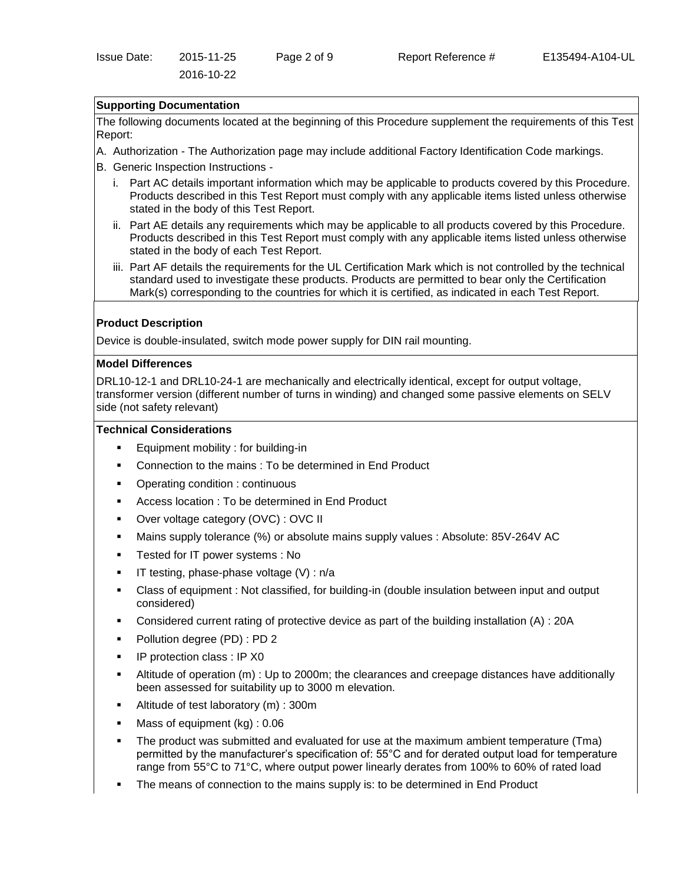## Supporting Documentation

The following documents located at the beginning of this Procedure supplement the requirements of this Test Report:

A. Authorization - The Authorization page may include additional Factory Identification Code markings.

B. Generic Inspection Instructions -

   i. Part AC details important information which may be applicable to products covered by this Procedure. Products described in this Test Report must comply with any applicable items listed unless otherwise stated in the body of this Test Report.

   ii. Part AE details any requirements which may be applicable to all products covered by this Procedure. Products described in this Test Report must comply with any applicable items listed unless otherwise stated in the body of each Test Report.

   iii. Part AF details the requirements for the UL Certification Mark which is not controlled by the technical standard used to investigate these products. Products are permitted to bear only the Certification Mark(s) corresponding to the countries for which it is certified, as indicated in each Test Report.

## Product Description

Device is double-insulated, switch mode power supply for DIN rail mounting.

## Model Differences

DRL10-12-1 and DRL10-24-1 are mechanically and electrically identical, except for output voltage, transformer version (different number of turns in winding) and changed some passive elements on SELV side (not safety relevant)

## Technical Considerations

- Equipment mobility : for building-in
- Connection to the mains : To be determined in End Product
- Operating condition : continuous
- Access location : To be determined in End Product
- Over voltage category (OVC) : OVC II
- Mains supply tolerance (%) or absolute mains supply values : Absolute: 85V-264V AC
- Tested for IT power systems : No
- IT testing, phase-phase voltage (V) : n/a
- Class of equipment : Not classified, for building-in (double insulation between input and output considered)
- Considered current rating of protective device as part of the building installation (A) : 20A
- Pollution degree (PD) : PD 2
- IP protection class : IP X0
- Altitude of operation (m) : Up to 2000m; the clearances and creepage distances have additionally been assessed for suitability up to 3000 m elevation.
- Altitude of test laboratory (m) : 300m
- Mass of equipment (kg) : 0.06
- The product was submitted and evaluated for use at the maximum ambient temperature (Tma) permitted by the manufacturer's specification of: 55°C and for derated output load for temperature range from 55°C to 71°C, where output power linearly derates from 100% to 60% of rated load
- The means of connection to the mains supply is: to be determined in End Product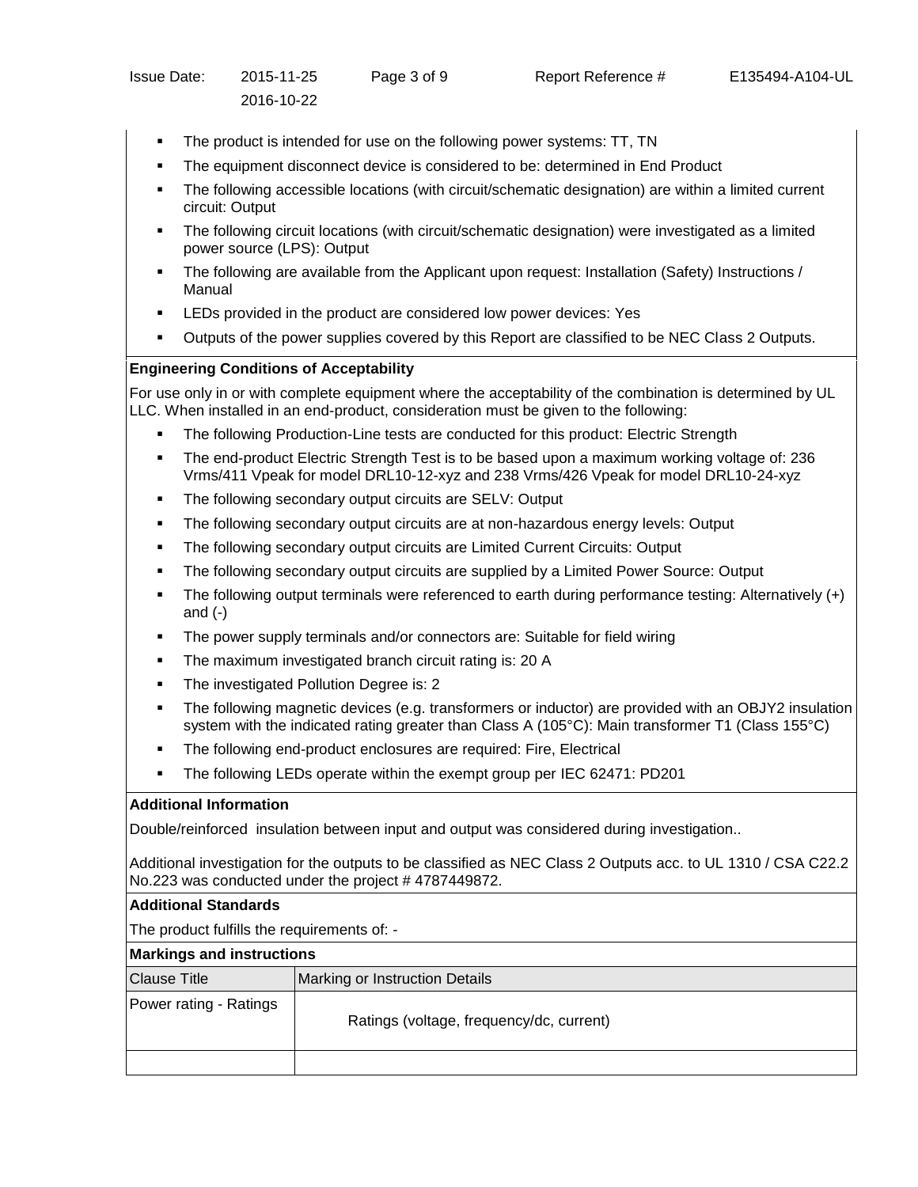- The product is intended for use on the following power systems: TT, TN
- The equipment disconnect device is considered to be: determined in End Product
- The following accessible locations (with circuit/schematic designation) are within a limited current circuit: Output
- The following circuit locations (with circuit/schematic designation) were investigated as a limited power source (LPS): Output
- The following are available from the Applicant upon request: Installation (Safety) Instructions / Manual
- LEDs provided in the product are considered low power devices: Yes
- Outputs of the power supplies covered by this Report are classified to be NEC Class 2 Outputs.

**Engineering Conditions of Acceptability**

For use only in or with complete equipment where the acceptability of the combination is determined by UL LLC. When installed in an end-product, consideration must be given to the following:

- The following Production-Line tests are conducted for this product: Electric Strength
- The end-product Electric Strength Test is to be based upon a maximum working voltage of: 236 Vrms/411 Vpeak for model DRL10-12-xyz and 238 Vrms/426 Vpeak for model DRL10-24-xyz
- The following secondary output circuits are SELV: Output
- The following secondary output circuits are at non-hazardous energy levels: Output
- The following secondary output circuits are Limited Current Circuits: Output
- The following secondary output circuits are supplied by a Limited Power Source: Output
- The following output terminals were referenced to earth during performance testing: Alternatively (+) and (-)
- The power supply terminals and/or connectors are: Suitable for field wiring
- The maximum investigated branch circuit rating is: 20 A
- The investigated Pollution Degree is: 2
- The following magnetic devices (e.g. transformers or inductor) are provided with an OBJY2 insulation system with the indicated rating greater than Class A (105°C): Main transformer T1 (Class 155°C)
- The following end-product enclosures are required: Fire, Electrical
- The following LEDs operate within the exempt group per IEC 62471: PD201

**Additional Information**

Double/reinforced insulation between input and output was considered during investigation..

Additional investigation for the outputs to be classified as NEC Class 2 Outputs acc. to UL 1310 / CSA C22.2 No.223 was conducted under the project # 4787449872.

**Additional Standards**

The product fulfills the requirements of: -

**Markings and instructions**

| Clause Title | Marking or Instruction Details |
|---|---|
| Power rating - Ratings | Ratings (voltage, frequency/dc, current) |
| | |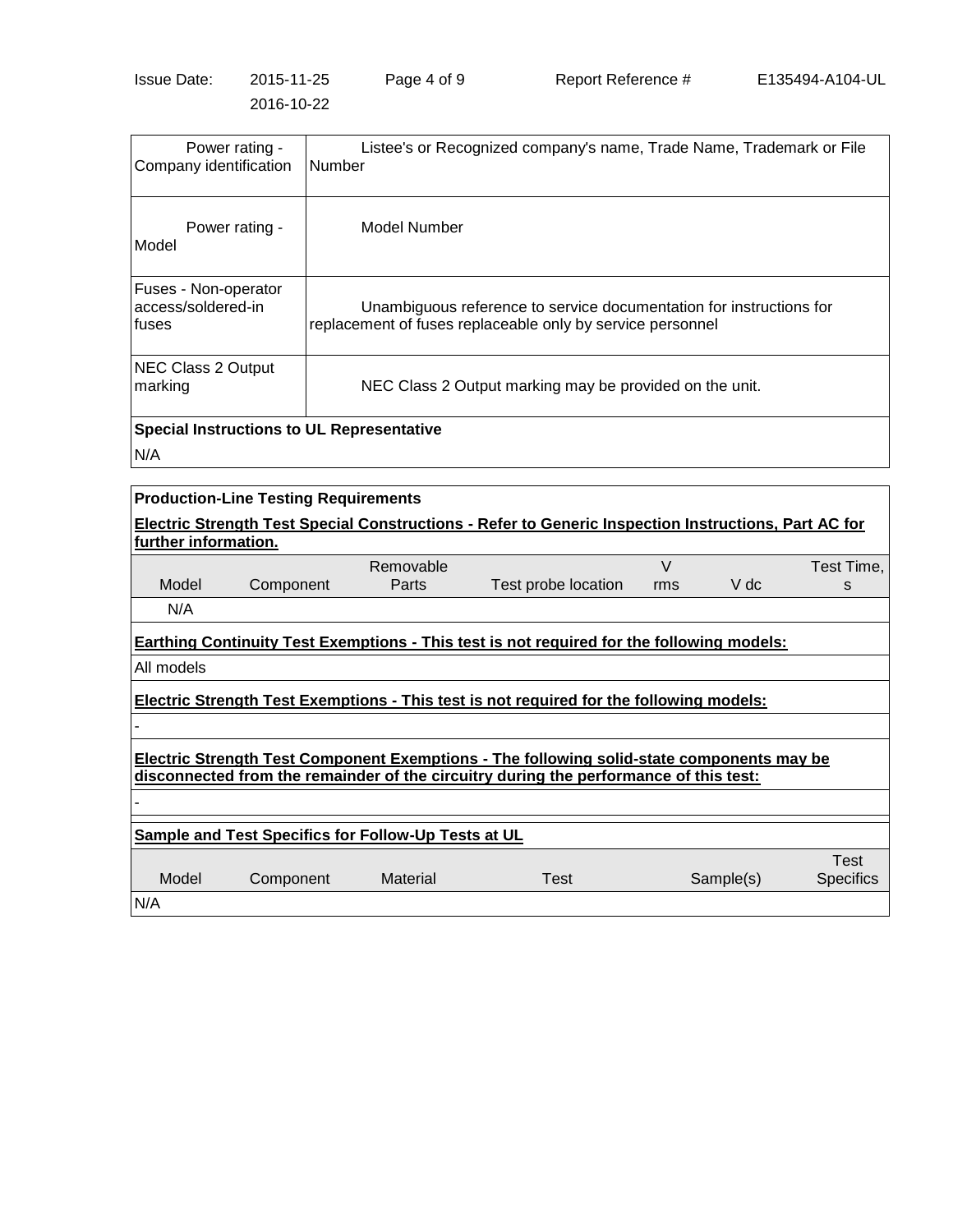| | |
|---|---|
| Power rating - Company identification | Listee's or Recognized company's name, Trade Name, Trademark or File Number |
| Power rating - Model | Model Number |
| Fuses - Non-operator access/soldered-in fuses | Unambiguous reference to service documentation for instructions for replacement of fuses replaceable only by service personnel |
| NEC Class 2 Output marking | NEC Class 2 Output marking may be provided on the unit. |

**Special Instructions to UL Representative**

N/A

**Production-Line Testing Requirements**

**Electric Strength Test Special Constructions - Refer to Generic Inspection Instructions, Part AC for further information.**

| Model | Component | Removable Parts | Test probe location | V rms | V dc | Test Time, s |
|---|---|---|---|---|---|---|
| N/A | | | | | | |

**Earthing Continuity Test Exemptions - This test is not required for the following models:**

All models

**Electric Strength Test Exemptions - This test is not required for the following models:**

-

**Electric Strength Test Component Exemptions - The following solid-state components may be disconnected from the remainder of the circuitry during the performance of this test:**

-

**Sample and Test Specifics for Follow-Up Tests at UL**

| Model | Component | Material | Test | Sample(s) | Test Specifics |
|---|---|---|---|---|---|
| N/A | | | | | |